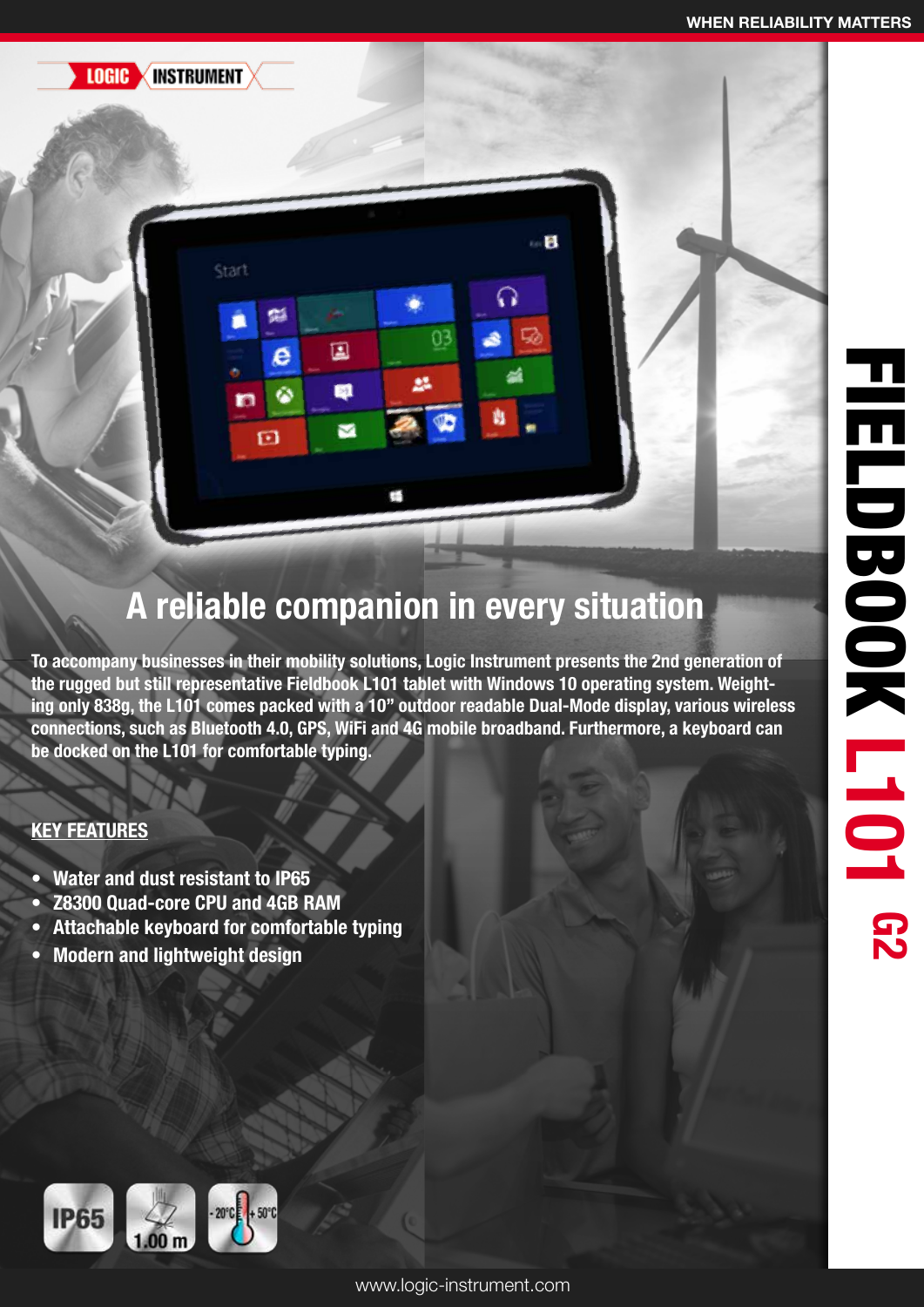WHEN RELIABILITY MATTERS

LOGIC INSTRUMENT

# FIELDBOOK L101 G2

## A reliable companion in every situation

To accompany businesses in their mobility solutions, Logic Instrument presents the 2nd generation of the rugged but still representative Fieldbook L101 tablet with Windows 10 operating system. Weighting only 838g, the L101 comes packed with a 10" outdoor readable Dual-Mode display, various wireless connections, such as Bluetooth 4.0, GPS, WiFi and 4G mobile broadband. Furthermore, a keyboard can be docked on the L101 for comfortable typing.

### KEY FEATURES

- Water and dust resistant to IP65
- Z8300 Quad-core CPU and 4GB RAM
- Attachable keyboard for comfortable typing
- Modern and lightweight design

IP65 | 1.00 m | - 20°C + 50°C

www.logic-instrument.com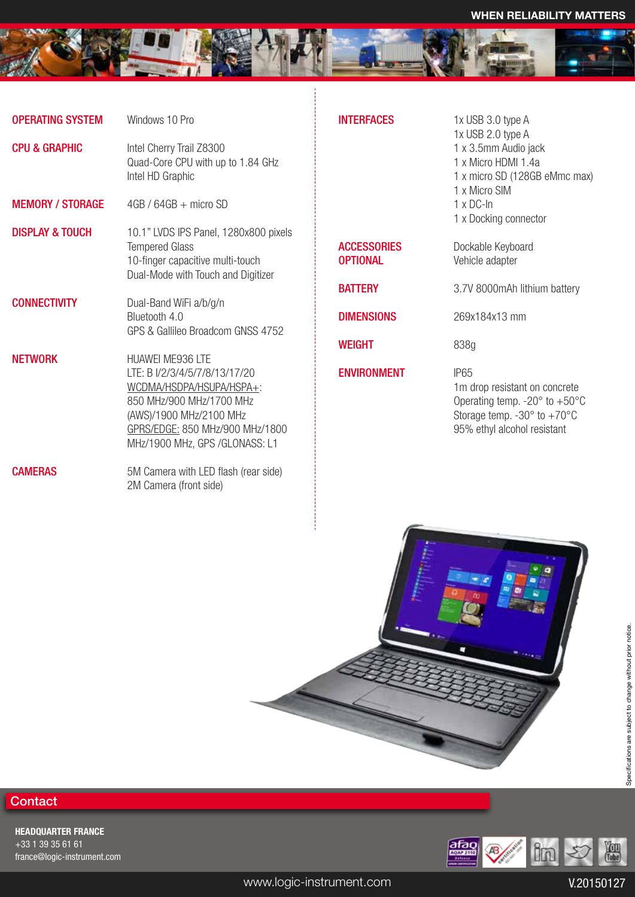WHEN RELIABILITY MATTERS

| | |
|---|---|
| **OPERATING SYSTEM** | Windows 10 Pro |
| **CPU & GRAPHIC** | Intel Cherry Trail Z8300<br>Quad-Core CPU with up to 1.84 GHz<br>Intel HD Graphic |
| **MEMORY / STORAGE** | 4GB / 64GB + micro SD |
| **DISPLAY & TOUCH** | 10.1" LVDS IPS Panel, 1280x800 pixels<br>Tempered Glass<br>10-finger capacitive multi-touch<br>Dual-Mode with Touch and Digitizer |
| **CONNECTIVITY** | Dual-Band WiFi a/b/g/n<br>Bluetooth 4.0<br>GPS & Gallileo Broadcom GNSS 4752 |
| **NETWORK** | HUAWEI ME936 LTE<br>LTE: B I/2/3/4/5/7/8/13/17/20<br>WCDMA/HSDPA/HSUPA/HSPA+:<br>850 MHz/900 MHz/1700 MHz<br>(AWS)/1900 MHz/2100 MHz<br>GPRS/EDGE: 850 MHz/900 MHz/1800<br>MHz/1900 MHz, GPS /GLONASS: L1 |
| **CAMERAS** | 5M Camera with LED flash (rear side)<br>2M Camera (front side) |
| **INTERFACES** | 1x USB 3.0 type A<br>1x USB 2.0 type A<br>1 x 3.5mm Audio jack<br>1 x Micro HDMI 1.4a<br>1 x micro SD (128GB eMmc max)<br>1 x Micro SIM<br>1 x DC-In<br>1 x Docking connector |
| **ACCESSORIES OPTIONAL** | Dockable Keyboard<br>Vehicle adapter |
| **BATTERY** | 3.7V 8000mAh lithium battery |
| **DIMENSIONS** | 269x184x13 mm |
| **WEIGHT** | 838g |
| **ENVIRONMENT** | IP65<br>1m drop resistant on concrete<br>Operating temp. -20° to +50°C<br>Storage temp. -30° to +70°C<br>95% ethyl alcohol resistant |

Specifications are subject to change without prior notice.

## Contact

**HEADQUARTER FRANCE**
+33 1 39 35 61 61
france@logic-instrument.com

www.logic-instrument.com

V.20150127